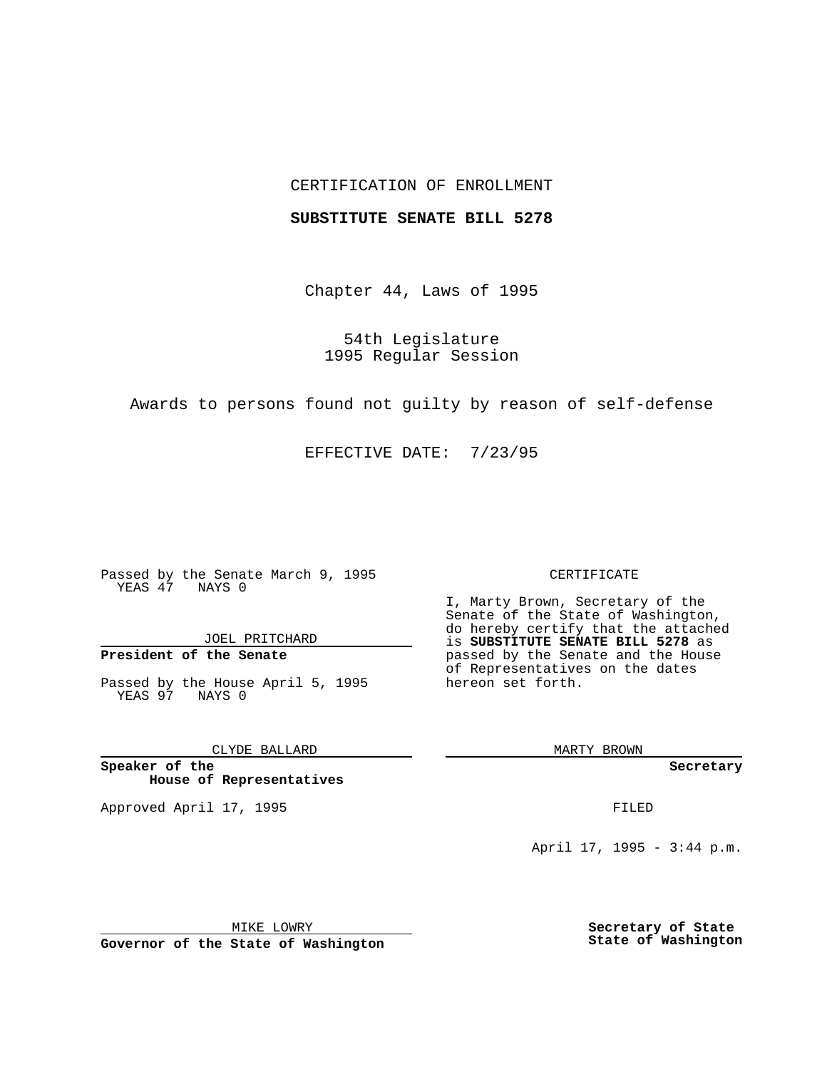CERTIFICATION OF ENROLLMENT

**SUBSTITUTE SENATE BILL 5278**

Chapter 44, Laws of 1995

54th Legislature
1995 Regular Session

Awards to persons found not guilty by reason of self-defense

EFFECTIVE DATE: 7/23/95

Passed by the Senate March 9, 1995
YEAS 47 NAYS 0

JOEL PRITCHARD

**President of the Senate**

Passed by the House April 5, 1995
YEAS 97 NAYS 0

CLYDE BALLARD

**Speaker of the House of Representatives**

Approved April 17, 1995

MIKE LOWRY

**Governor of the State of Washington**

CERTIFICATE

I, Marty Brown, Secretary of the Senate of the State of Washington, do hereby certify that the attached is **SUBSTITUTE SENATE BILL 5278** as passed by the Senate and the House of Representatives on the dates hereon set forth.

MARTY BROWN

**Secretary**

FILED

April 17, 1995 - 3:44 p.m.

**Secretary of State State of Washington**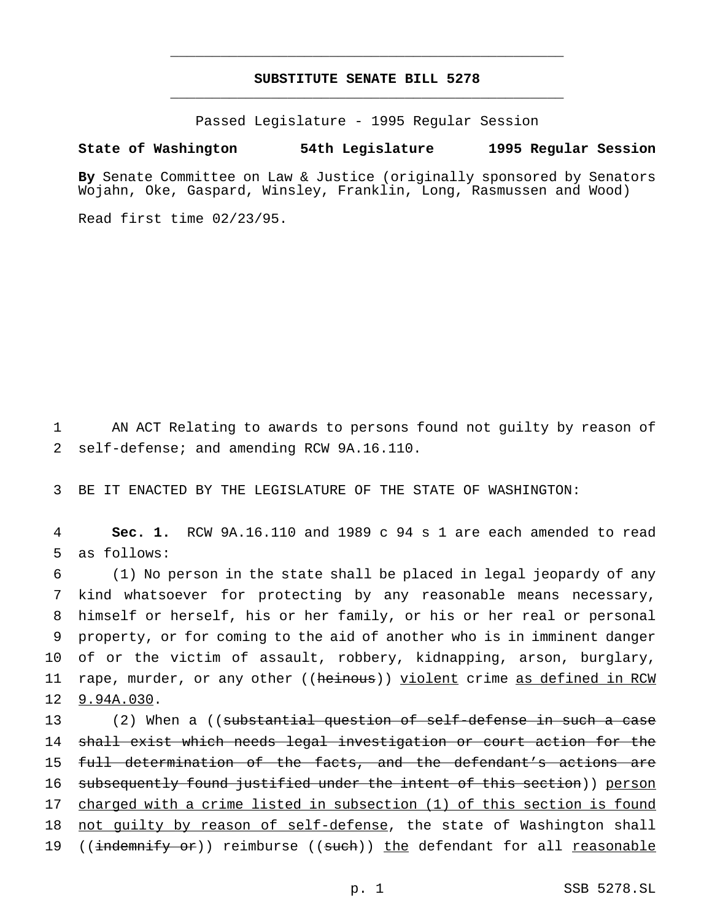# SUBSTITUTE SENATE BILL 5278

Passed Legislature - 1995 Regular Session

**State of Washington 54th Legislature 1995 Regular Session**

**By** Senate Committee on Law & Justice (originally sponsored by Senators Wojahn, Oke, Gaspard, Winsley, Franklin, Long, Rasmussen and Wood)

Read first time 02/23/95.

1 AN ACT Relating to awards to persons found not guilty by reason of
2 self-defense; and amending RCW 9A.16.110.

3 BE IT ENACTED BY THE LEGISLATURE OF THE STATE OF WASHINGTON:

4 **Sec. 1.** RCW 9A.16.110 and 1989 c 94 s 1 are each amended to read
5 as follows:

6 (1) No person in the state shall be placed in legal jeopardy of any
7 kind whatsoever for protecting by any reasonable means necessary,
8 himself or herself, his or her family, or his or her real or personal
9 property, or for coming to the aid of another who is in imminent danger
10 of or the victim of assault, robbery, kidnapping, arson, burglary,
11 rape, murder, or any other ((~~heinous~~)) <u>violent</u> crime <u>as defined in RCW</u>
12 <u>9.94A.030</u>.

13 (2) When a ((~~substantial question of self-defense in such a case~~
14 ~~shall exist which needs legal investigation or court action for the~~
15 ~~full determination of the facts, and the defendant's actions are~~
16 ~~subsequently found justified under the intent of this section~~)) <u>person</u>
17 <u>charged with a crime listed in subsection (1) of this section is found</u>
18 <u>not guilty by reason of self-defense</u>, the state of Washington shall
19 ((~~indemnify or~~)) reimburse ((~~such~~)) <u>the</u> defendant for all <u>reasonable</u>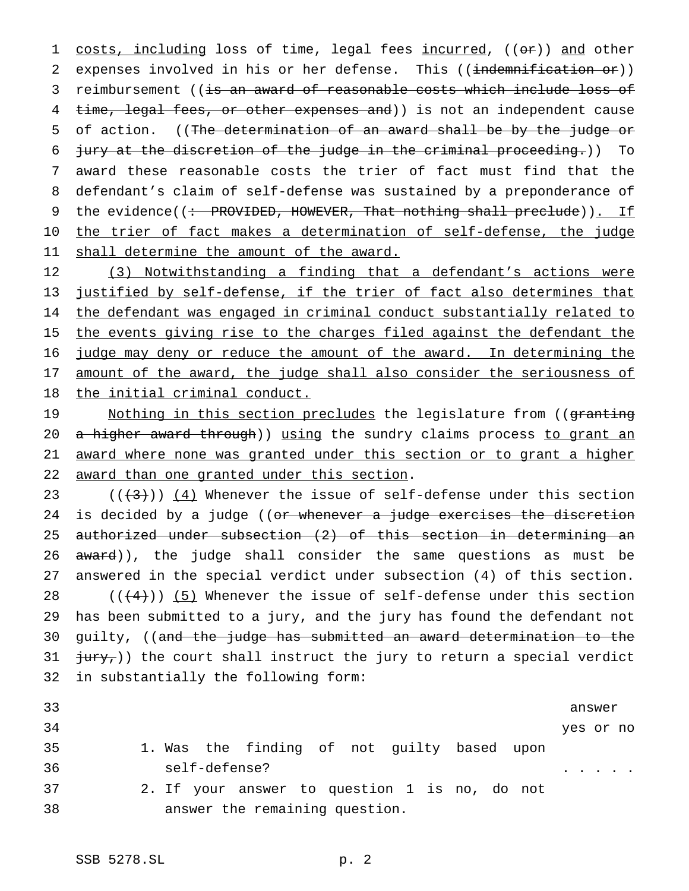<u>costs, including</u> loss of time, legal fees <u>incurred</u>, ((~~or~~)) <u>and</u> other expenses involved in his or her defense. This ((~~indemnification or~~)) reimbursement ((~~is an award of reasonable costs which include loss of time, legal fees, or other expenses and~~)) is not an independent cause of action. ((~~The determination of an award shall be by the judge or jury at the discretion of the judge in the criminal proceeding.~~)) To award these reasonable costs the trier of fact must find that the defendant's claim of self-defense was sustained by a preponderance of the evidence((~~: PROVIDED, HOWEVER, That nothing shall preclude~~))<u>. If the trier of fact makes a determination of self-defense, the judge shall determine the amount of the award.</u>

<u>(3) Notwithstanding a finding that a defendant's actions were justified by self-defense, if the trier of fact also determines that the defendant was engaged in criminal conduct substantially related to the events giving rise to the charges filed against the defendant the judge may deny or reduce the amount of the award. In determining the amount of the award, the judge shall also consider the seriousness of the initial criminal conduct.</u>

<u>Nothing in this section precludes</u> the legislature from ((~~granting a higher award through~~)) <u>using</u> the sundry claims process <u>to grant an award where none was granted under this section or to grant a higher award than one granted under this section</u>.

((~~(3)~~)) <u>(4)</u> Whenever the issue of self-defense under this section is decided by a judge ((~~or whenever a judge exercises the discretion authorized under subsection (2) of this section in determining an award~~)), the judge shall consider the same questions as must be answered in the special verdict under subsection (4) of this section.

((~~(4)~~)) <u>(5)</u> Whenever the issue of self-defense under this section has been submitted to a jury, and the jury has found the defendant not guilty, ((~~and the judge has submitted an award determination to the jury,~~)) the court shall instruct the jury to return a special verdict in substantially the following form:

| | answer yes or no |
|---|---|
| 1. Was the finding of not guilty based upon self-defense? | . . . . . |
| 2. If your answer to question 1 is no, do not answer the remaining question. | |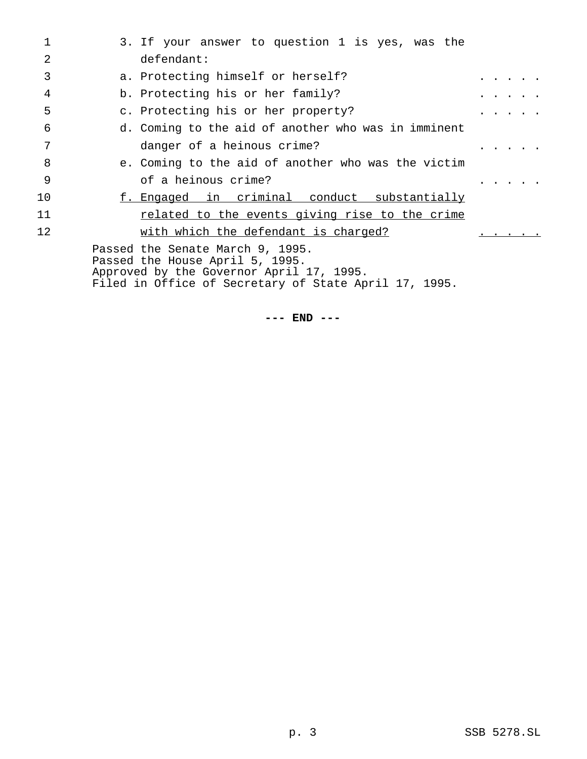3. If your answer to question 1 is yes, was the defendant:

a. Protecting himself or herself? . . . . .

b. Protecting his or her family? . . . . .

c. Protecting his or her property? . . . . .

d. Coming to the aid of another who was in imminent danger of a heinous crime? . . . . .

e. Coming to the aid of another who was the victim of a heinous crime? . . . . .

<u>f. Engaged in criminal conduct substantially related to the events giving rise to the crime with which the defendant is charged? . . . . .</u>

Passed the Senate March 9, 1995.
Passed the House April 5, 1995.
Approved by the Governor April 17, 1995.
Filed in Office of Secretary of State April 17, 1995.

**--- END ---**